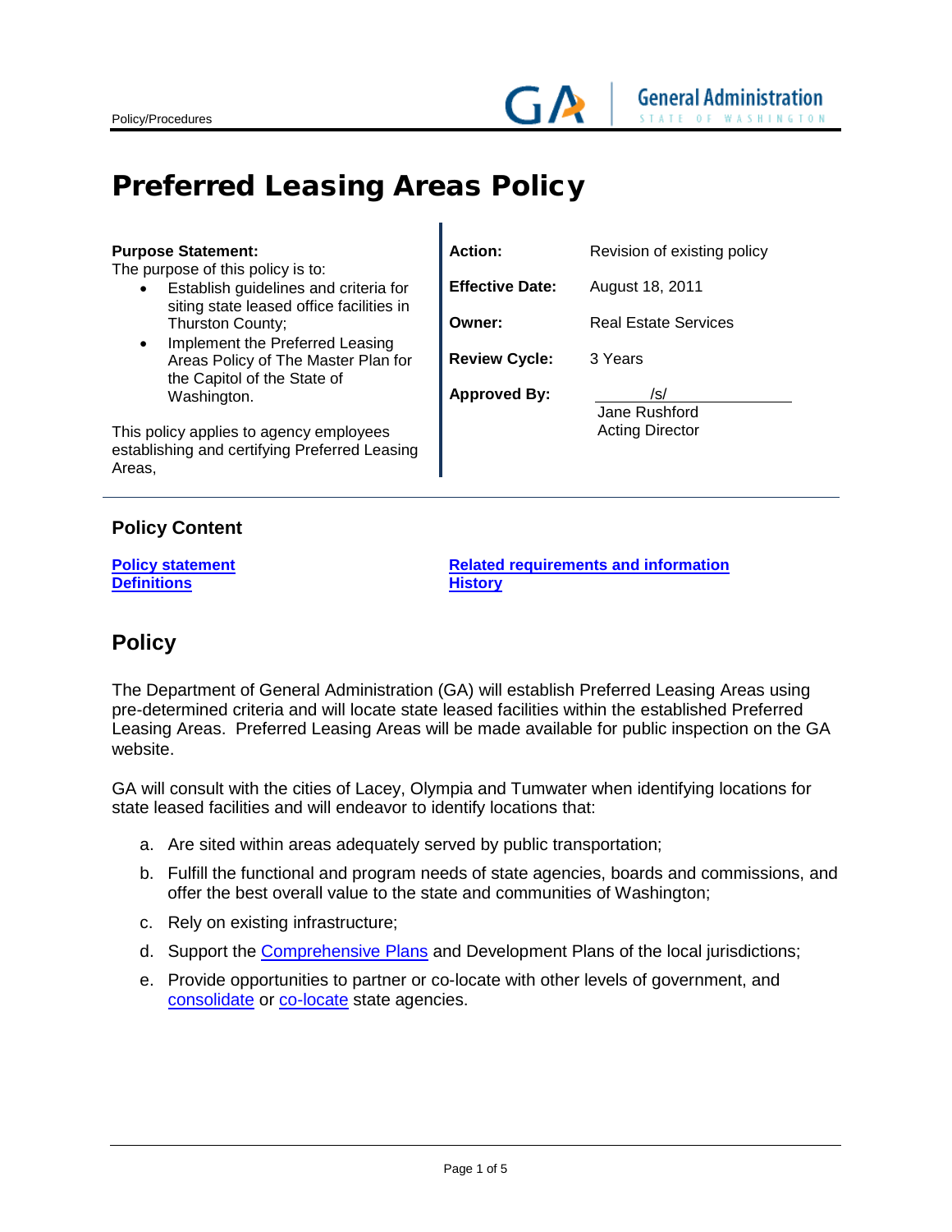Policy/Procedures

# Preferred Leasing Areas Policy

**Purpose Statement:**
The purpose of this policy is to:

- Establish guidelines and criteria for siting state leased office facilities in Thurston County;
- Implement the Preferred Leasing Areas Policy of The Master Plan for the Capitol of the State of Washington.

This policy applies to agency employees establishing and certifying Preferred Leasing Areas,

| | |
|---|---|
| **Action:** | Revision of existing policy |
| **Effective Date:** | August 18, 2011 |
| **Owner:** | Real Estate Services |
| **Review Cycle:** | 3 Years |
| **Approved By:** | /s/ Jane Rushford Acting Director |

## Policy Content

**Policy statement**
**Definitions**
**Related requirements and information**
**History**

## Policy

The Department of General Administration (GA) will establish Preferred Leasing Areas using pre-determined criteria and will locate state leased facilities within the established Preferred Leasing Areas. Preferred Leasing Areas will be made available for public inspection on the GA website.

GA will consult with the cities of Lacey, Olympia and Tumwater when identifying locations for state leased facilities and will endeavor to identify locations that:

a. Are sited within areas adequately served by public transportation;

b. Fulfill the functional and program needs of state agencies, boards and commissions, and offer the best overall value to the state and communities of Washington;

c. Rely on existing infrastructure;

d. Support the Comprehensive Plans and Development Plans of the local jurisdictions;

e. Provide opportunities to partner or co-locate with other levels of government, and consolidate or co-locate state agencies.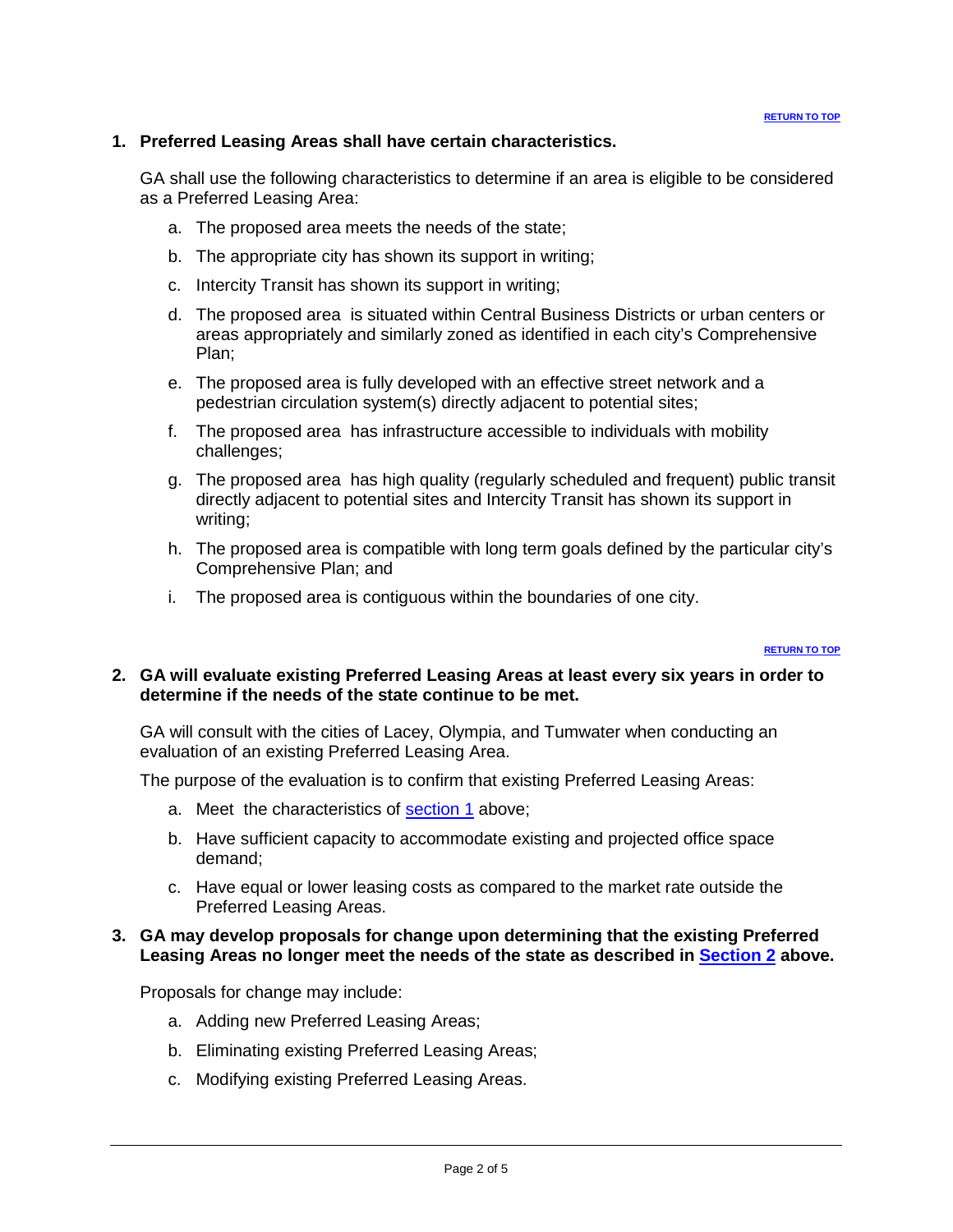**1. Preferred Leasing Areas shall have certain characteristics.**

GA shall use the following characteristics to determine if an area is eligible to be considered as a Preferred Leasing Area:

a. The proposed area meets the needs of the state;

b. The appropriate city has shown its support in writing;

c. Intercity Transit has shown its support in writing;

d. The proposed area is situated within Central Business Districts or urban centers or areas appropriately and similarly zoned as identified in each city's Comprehensive Plan;

e. The proposed area is fully developed with an effective street network and a pedestrian circulation system(s) directly adjacent to potential sites;

f. The proposed area has infrastructure accessible to individuals with mobility challenges;

g. The proposed area has high quality (regularly scheduled and frequent) public transit directly adjacent to potential sites and Intercity Transit has shown its support in writing;

h. The proposed area is compatible with long term goals defined by the particular city's Comprehensive Plan; and

i. The proposed area is contiguous within the boundaries of one city.

**2. GA will evaluate existing Preferred Leasing Areas at least every six years in order to determine if the needs of the state continue to be met.**

GA will consult with the cities of Lacey, Olympia, and Tumwater when conducting an evaluation of an existing Preferred Leasing Area.

The purpose of the evaluation is to confirm that existing Preferred Leasing Areas:

a. Meet the characteristics of section 1 above;

b. Have sufficient capacity to accommodate existing and projected office space demand;

c. Have equal or lower leasing costs as compared to the market rate outside the Preferred Leasing Areas.

**3. GA may develop proposals for change upon determining that the existing Preferred Leasing Areas no longer meet the needs of the state as described in Section 2 above.**

Proposals for change may include:

a. Adding new Preferred Leasing Areas;

b. Eliminating existing Preferred Leasing Areas;

c. Modifying existing Preferred Leasing Areas.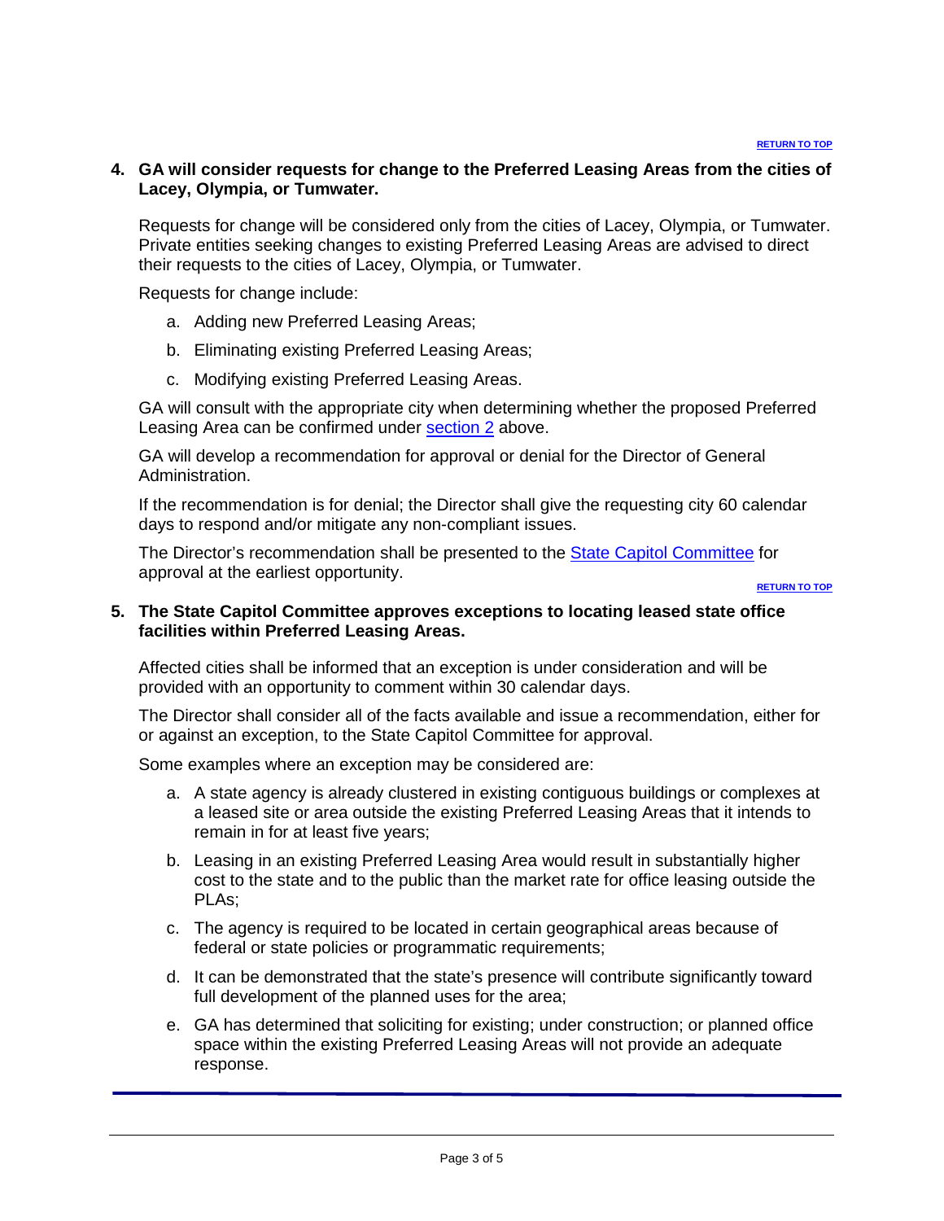[RETURN TO TOP]

**4. GA will consider requests for change to the Preferred Leasing Areas from the cities of Lacey, Olympia, or Tumwater.**

Requests for change will be considered only from the cities of Lacey, Olympia, or Tumwater. Private entities seeking changes to existing Preferred Leasing Areas are advised to direct their requests to the cities of Lacey, Olympia, or Tumwater.

Requests for change include:

a. Adding new Preferred Leasing Areas;

b. Eliminating existing Preferred Leasing Areas;

c. Modifying existing Preferred Leasing Areas.

GA will consult with the appropriate city when determining whether the proposed Preferred Leasing Area can be confirmed under section 2 above.

GA will develop a recommendation for approval or denial for the Director of General Administration.

If the recommendation is for denial; the Director shall give the requesting city 60 calendar days to respond and/or mitigate any non-compliant issues.

The Director's recommendation shall be presented to the State Capitol Committee for approval at the earliest opportunity.

[RETURN TO TOP]

**5. The State Capitol Committee approves exceptions to locating leased state office facilities within Preferred Leasing Areas.**

Affected cities shall be informed that an exception is under consideration and will be provided with an opportunity to comment within 30 calendar days.

The Director shall consider all of the facts available and issue a recommendation, either for or against an exception, to the State Capitol Committee for approval.

Some examples where an exception may be considered are:

a. A state agency is already clustered in existing contiguous buildings or complexes at a leased site or area outside the existing Preferred Leasing Areas that it intends to remain in for at least five years;

b. Leasing in an existing Preferred Leasing Area would result in substantially higher cost to the state and to the public than the market rate for office leasing outside the PLAs;

c. The agency is required to be located in certain geographical areas because of federal or state policies or programmatic requirements;

d. It can be demonstrated that the state's presence will contribute significantly toward full development of the planned uses for the area;

e. GA has determined that soliciting for existing; under construction; or planned office space within the existing Preferred Leasing Areas will not provide an adequate response.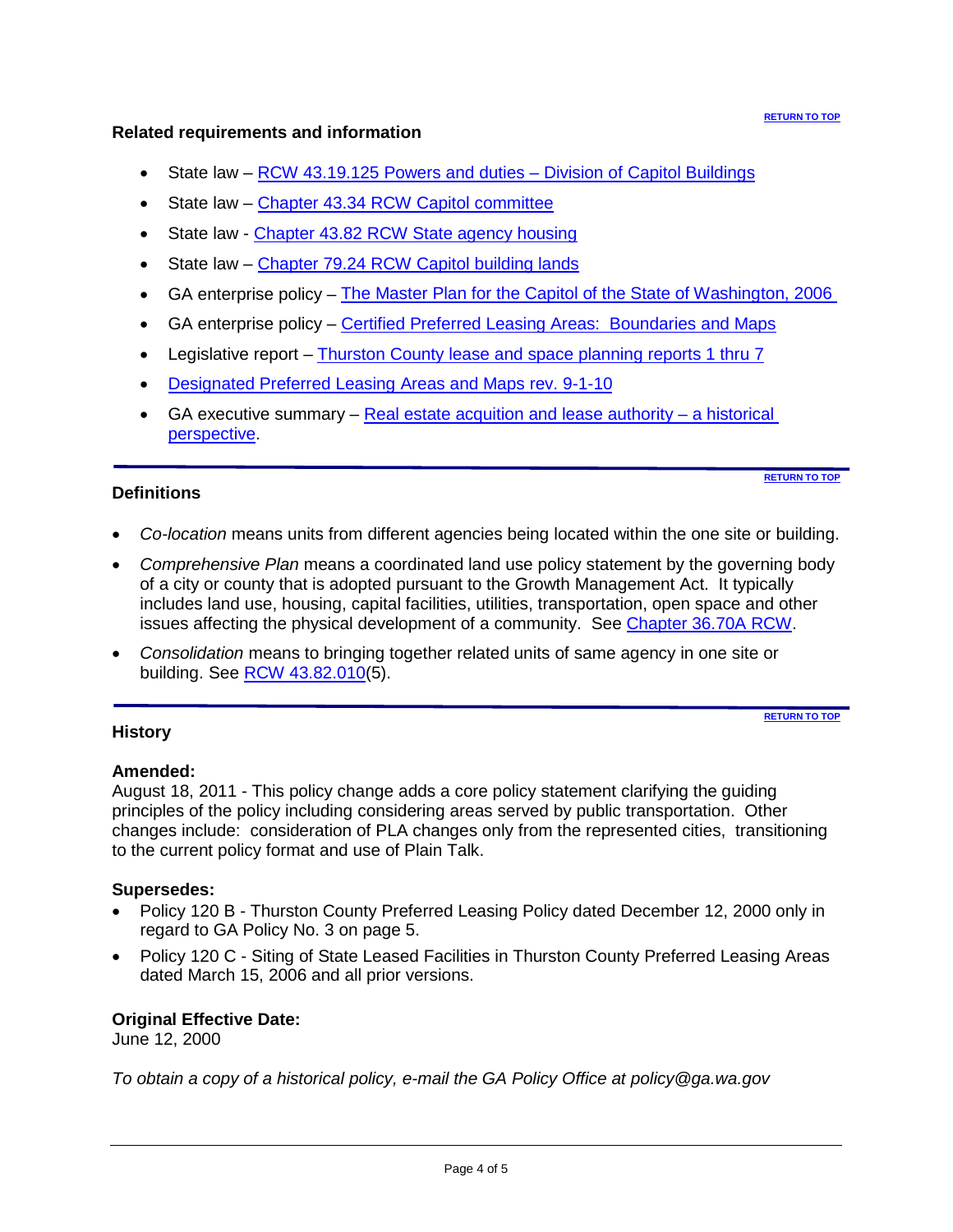### Related requirements and information

- State law – RCW 43.19.125 Powers and duties – Division of Capitol Buildings
- State law – Chapter 43.34 RCW Capitol committee
- State law - Chapter 43.82 RCW State agency housing
- State law – Chapter 79.24 RCW Capitol building lands
- GA enterprise policy – The Master Plan for the Capitol of the State of Washington, 2006
- GA enterprise policy – Certified Preferred Leasing Areas: Boundaries and Maps
- Legislative report – Thurston County lease and space planning reports 1 thru 7
- Designated Preferred Leasing Areas and Maps rev. 9-1-10
- GA executive summary – Real estate acquition and lease authority – a historical perspective.

---

### Definitions

- *Co-location* means units from different agencies being located within the one site or building.
- *Comprehensive Plan* means a coordinated land use policy statement by the governing body of a city or county that is adopted pursuant to the Growth Management Act. It typically includes land use, housing, capital facilities, utilities, transportation, open space and other issues affecting the physical development of a community. See Chapter 36.70A RCW.
- *Consolidation* means to bringing together related units of same agency in one site or building. See RCW 43.82.010(5).

---

### History

**Amended:**
August 18, 2011 - This policy change adds a core policy statement clarifying the guiding principles of the policy including considering areas served by public transportation. Other changes include: consideration of PLA changes only from the represented cities, transitioning to the current policy format and use of Plain Talk.

**Supersedes:**

- Policy 120 B - Thurston County Preferred Leasing Policy dated December 12, 2000 only in regard to GA Policy No. 3 on page 5.
- Policy 120 C - Siting of State Leased Facilities in Thurston County Preferred Leasing Areas dated March 15, 2006 and all prior versions.

**Original Effective Date:**
June 12, 2000

*To obtain a copy of a historical policy, e-mail the GA Policy Office at policy@ga.wa.gov*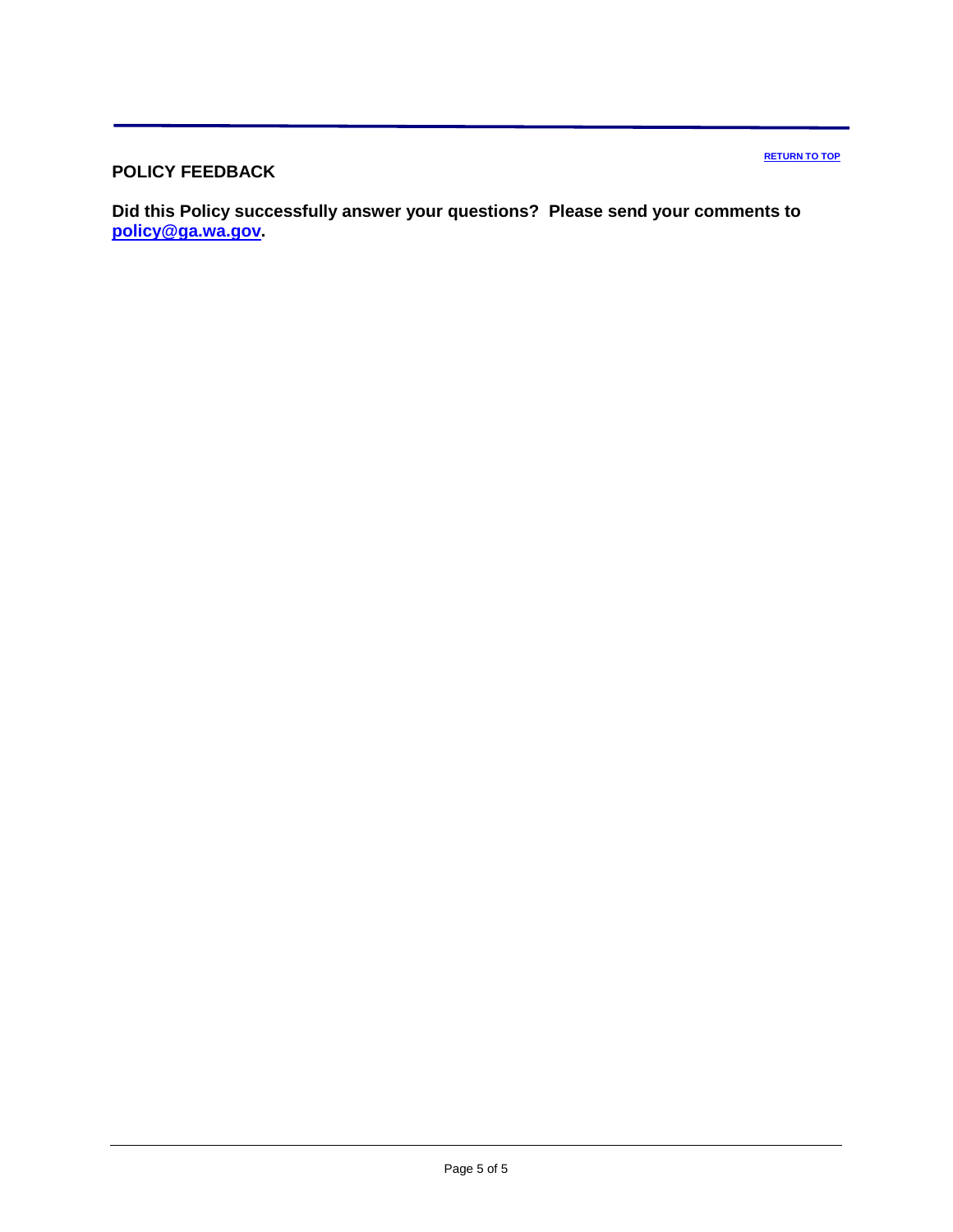[RETURN TO TOP](#)

## POLICY FEEDBACK

**Did this Policy successfully answer your questions? Please send your comments to [policy@ga.wa.gov](mailto:policy@ga.wa.gov).**